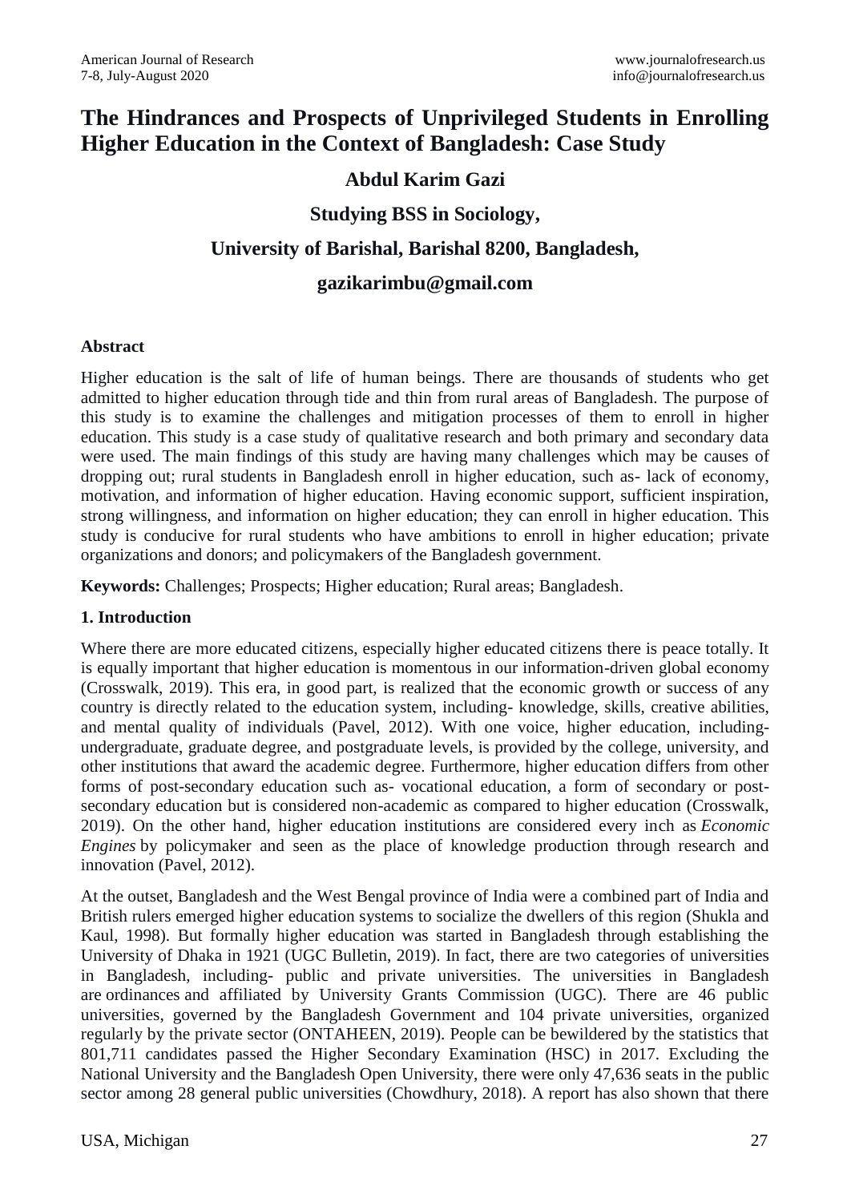# The Hindrances and Prospects of Unprivileged Students in Enrolling Higher Education in the Context of Bangladesh: Case Study

**Abdul Karim Gazi**

**Studying BSS in Sociology,**

**University of Barishal, Barishal 8200, Bangladesh,**

**gazikarimbu@gmail.com**

### Abstract

Higher education is the salt of life of human beings. There are thousands of students who get admitted to higher education through tide and thin from rural areas of Bangladesh. The purpose of this study is to examine the challenges and mitigation processes of them to enroll in higher education. This study is a case study of qualitative research and both primary and secondary data were used. The main findings of this study are having many challenges which may be causes of dropping out; rural students in Bangladesh enroll in higher education, such as- lack of economy, motivation, and information of higher education. Having economic support, sufficient inspiration, strong willingness, and information on higher education; they can enroll in higher education. This study is conducive for rural students who have ambitions to enroll in higher education; private organizations and donors; and policymakers of the Bangladesh government.

**Keywords:** Challenges; Prospects; Higher education; Rural areas; Bangladesh.

## 1. Introduction

Where there are more educated citizens, especially higher educated citizens there is peace totally. It is equally important that higher education is momentous in our information-driven global economy (Crosswalk, 2019). This era, in good part, is realized that the economic growth or success of any country is directly related to the education system, including- knowledge, skills, creative abilities, and mental quality of individuals (Pavel, 2012). With one voice, higher education, including- undergraduate, graduate degree, and postgraduate levels, is provided by the college, university, and other institutions that award the academic degree. Furthermore, higher education differs from other forms of post-secondary education such as- vocational education, a form of secondary or post-secondary education but is considered non-academic as compared to higher education (Crosswalk, 2019). On the other hand, higher education institutions are considered every inch as *Economic Engines* by policymaker and seen as the place of knowledge production through research and innovation (Pavel, 2012).

At the outset, Bangladesh and the West Bengal province of India were a combined part of India and British rulers emerged higher education systems to socialize the dwellers of this region (Shukla and Kaul, 1998). But formally higher education was started in Bangladesh through establishing the University of Dhaka in 1921 (UGC Bulletin, 2019). In fact, there are two categories of universities in Bangladesh, including- public and private universities. The universities in Bangladesh are ordinances and affiliated by University Grants Commission (UGC). There are 46 public universities, governed by the Bangladesh Government and 104 private universities, organized regularly by the private sector (ONTAHEEN, 2019). People can be bewildered by the statistics that 801,711 candidates passed the Higher Secondary Examination (HSC) in 2017. Excluding the National University and the Bangladesh Open University, there were only 47,636 seats in the public sector among 28 general public universities (Chowdhury, 2018). A report has also shown that there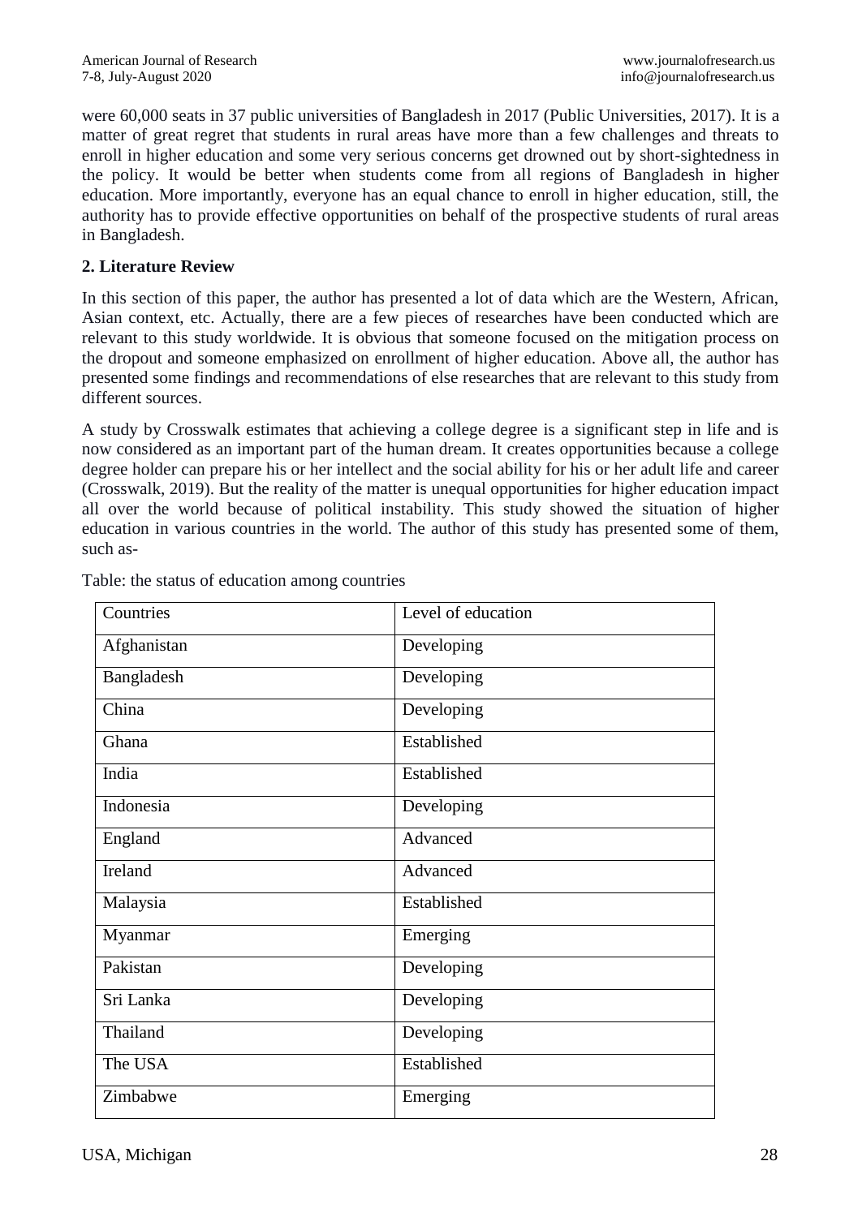were 60,000 seats in 37 public universities of Bangladesh in 2017 (Public Universities, 2017). It is a matter of great regret that students in rural areas have more than a few challenges and threats to enroll in higher education and some very serious concerns get drowned out by short-sightedness in the policy. It would be better when students come from all regions of Bangladesh in higher education. More importantly, everyone has an equal chance to enroll in higher education, still, the authority has to provide effective opportunities on behalf of the prospective students of rural areas in Bangladesh.

## 2. Literature Review

In this section of this paper, the author has presented a lot of data which are the Western, African, Asian context, etc. Actually, there are a few pieces of researches have been conducted which are relevant to this study worldwide. It is obvious that someone focused on the mitigation process on the dropout and someone emphasized on enrollment of higher education. Above all, the author has presented some findings and recommendations of else researches that are relevant to this study from different sources.

A study by Crosswalk estimates that achieving a college degree is a significant step in life and is now considered as an important part of the human dream. It creates opportunities because a college degree holder can prepare his or her intellect and the social ability for his or her adult life and career (Crosswalk, 2019). But the reality of the matter is unequal opportunities for higher education impact all over the world because of political instability. This study showed the situation of higher education in various countries in the world. The author of this study has presented some of them, such as-

Table: the status of education among countries

| Countries | Level of education |
|---|---|
| Afghanistan | Developing |
| Bangladesh | Developing |
| China | Developing |
| Ghana | Established |
| India | Established |
| Indonesia | Developing |
| England | Advanced |
| Ireland | Advanced |
| Malaysia | Established |
| Myanmar | Emerging |
| Pakistan | Developing |
| Sri Lanka | Developing |
| Thailand | Developing |
| The USA | Established |
| Zimbabwe | Emerging |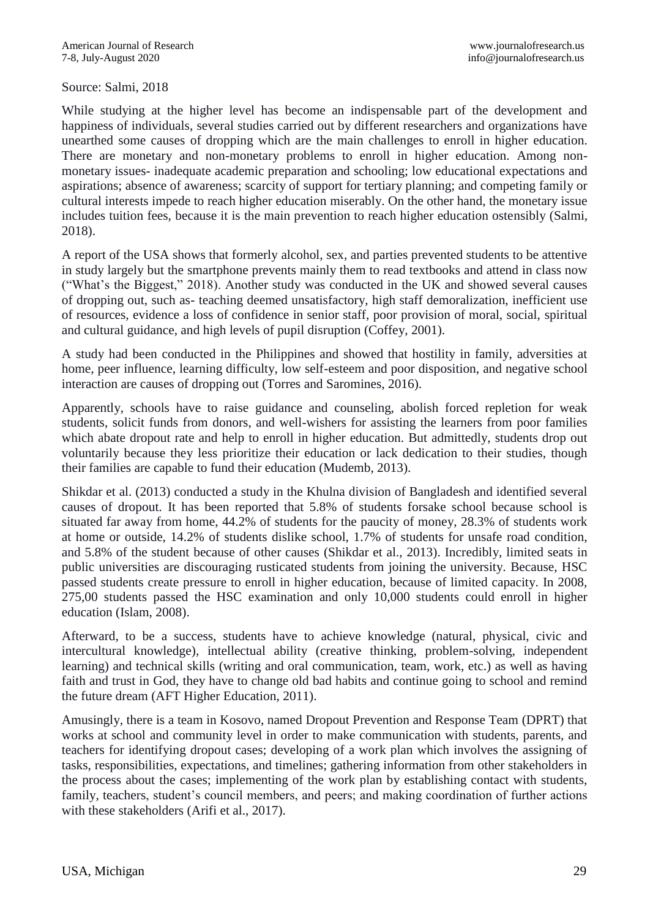Source: Salmi, 2018

While studying at the higher level has become an indispensable part of the development and happiness of individuals, several studies carried out by different researchers and organizations have unearthed some causes of dropping which are the main challenges to enroll in higher education. There are monetary and non-monetary problems to enroll in higher education. Among non-monetary issues- inadequate academic preparation and schooling; low educational expectations and aspirations; absence of awareness; scarcity of support for tertiary planning; and competing family or cultural interests impede to reach higher education miserably. On the other hand, the monetary issue includes tuition fees, because it is the main prevention to reach higher education ostensibly (Salmi, 2018).

A report of the USA shows that formerly alcohol, sex, and parties prevented students to be attentive in study largely but the smartphone prevents mainly them to read textbooks and attend in class now ("What's the Biggest," 2018). Another study was conducted in the UK and showed several causes of dropping out, such as- teaching deemed unsatisfactory, high staff demoralization, inefficient use of resources, evidence a loss of confidence in senior staff, poor provision of moral, social, spiritual and cultural guidance, and high levels of pupil disruption (Coffey, 2001).

A study had been conducted in the Philippines and showed that hostility in family, adversities at home, peer influence, learning difficulty, low self-esteem and poor disposition, and negative school interaction are causes of dropping out (Torres and Saromines, 2016).

Apparently, schools have to raise guidance and counseling, abolish forced repletion for weak students, solicit funds from donors, and well-wishers for assisting the learners from poor families which abate dropout rate and help to enroll in higher education. But admittedly, students drop out voluntarily because they less prioritize their education or lack dedication to their studies, though their families are capable to fund their education (Mudemb, 2013).

Shikdar et al. (2013) conducted a study in the Khulna division of Bangladesh and identified several causes of dropout. It has been reported that 5.8% of students forsake school because school is situated far away from home, 44.2% of students for the paucity of money, 28.3% of students work at home or outside, 14.2% of students dislike school, 1.7% of students for unsafe road condition, and 5.8% of the student because of other causes (Shikdar et al., 2013). Incredibly, limited seats in public universities are discouraging rusticated students from joining the university. Because, HSC passed students create pressure to enroll in higher education, because of limited capacity. In 2008, 275,00 students passed the HSC examination and only 10,000 students could enroll in higher education (Islam, 2008).

Afterward, to be a success, students have to achieve knowledge (natural, physical, civic and intercultural knowledge), intellectual ability (creative thinking, problem-solving, independent learning) and technical skills (writing and oral communication, team, work, etc.) as well as having faith and trust in God, they have to change old bad habits and continue going to school and remind the future dream (AFT Higher Education, 2011).

Amusingly, there is a team in Kosovo, named Dropout Prevention and Response Team (DPRT) that works at school and community level in order to make communication with students, parents, and teachers for identifying dropout cases; developing of a work plan which involves the assigning of tasks, responsibilities, expectations, and timelines; gathering information from other stakeholders in the process about the cases; implementing of the work plan by establishing contact with students, family, teachers, student's council members, and peers; and making coordination of further actions with these stakeholders (Arifi et al., 2017).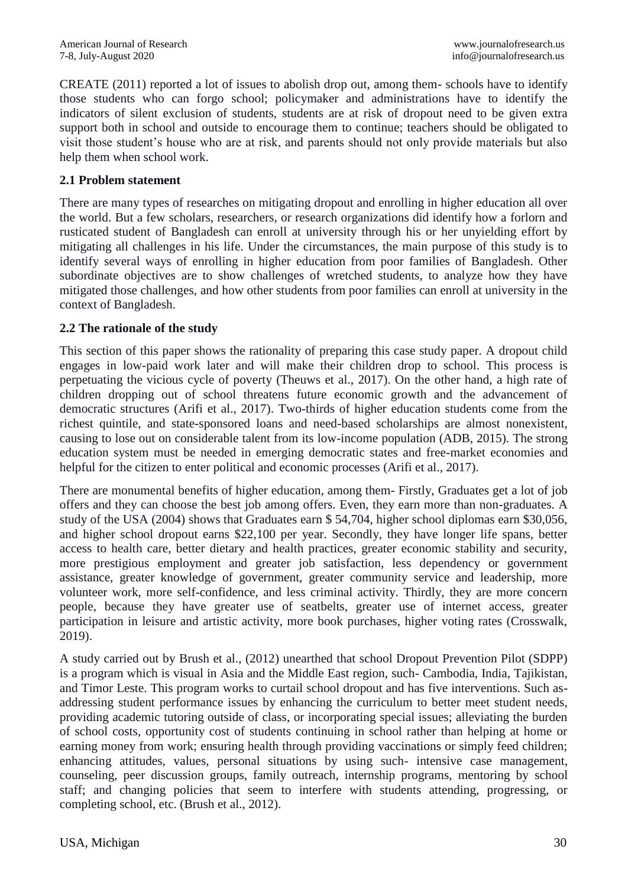CREATE (2011) reported a lot of issues to abolish drop out, among them- schools have to identify those students who can forgo school; policymaker and administrations have to identify the indicators of silent exclusion of students, students are at risk of dropout need to be given extra support both in school and outside to encourage them to continue; teachers should be obligated to visit those student's house who are at risk, and parents should not only provide materials but also help them when school work.

### 2.1 Problem statement

There are many types of researches on mitigating dropout and enrolling in higher education all over the world. But a few scholars, researchers, or research organizations did identify how a forlorn and rusticated student of Bangladesh can enroll at university through his or her unyielding effort by mitigating all challenges in his life. Under the circumstances, the main purpose of this study is to identify several ways of enrolling in higher education from poor families of Bangladesh. Other subordinate objectives are to show challenges of wretched students, to analyze how they have mitigated those challenges, and how other students from poor families can enroll at university in the context of Bangladesh.

### 2.2 The rationale of the study

This section of this paper shows the rationality of preparing this case study paper. A dropout child engages in low-paid work later and will make their children drop to school. This process is perpetuating the vicious cycle of poverty (Theuws et al., 2017). On the other hand, a high rate of children dropping out of school threatens future economic growth and the advancement of democratic structures (Arifi et al., 2017). Two-thirds of higher education students come from the richest quintile, and state-sponsored loans and need-based scholarships are almost nonexistent, causing to lose out on considerable talent from its low-income population (ADB, 2015). The strong education system must be needed in emerging democratic states and free-market economies and helpful for the citizen to enter political and economic processes (Arifi et al., 2017).

There are monumental benefits of higher education, among them- Firstly, Graduates get a lot of job offers and they can choose the best job among offers. Even, they earn more than non-graduates. A study of the USA (2004) shows that Graduates earn $ 54,704, higher school diplomas earn $30,056, and higher school dropout earns $22,100 per year. Secondly, they have longer life spans, better access to health care, better dietary and health practices, greater economic stability and security, more prestigious employment and greater job satisfaction, less dependency or government assistance, greater knowledge of government, greater community service and leadership, more volunteer work, more self-confidence, and less criminal activity. Thirdly, they are more concern people, because they have greater use of seatbelts, greater use of internet access, greater participation in leisure and artistic activity, more book purchases, higher voting rates (Crosswalk, 2019).

A study carried out by Brush et al., (2012) unearthed that school Dropout Prevention Pilot (SDPP) is a program which is visual in Asia and the Middle East region, such- Cambodia, India, Tajikistan, and Timor Leste. This program works to curtail school dropout and has five interventions. Such as- addressing student performance issues by enhancing the curriculum to better meet student needs, providing academic tutoring outside of class, or incorporating special issues; alleviating the burden of school costs, opportunity cost of students continuing in school rather than helping at home or earning money from work; ensuring health through providing vaccinations or simply feed children; enhancing attitudes, values, personal situations by using such- intensive case management, counseling, peer discussion groups, family outreach, internship programs, mentoring by school staff; and changing policies that seem to interfere with students attending, progressing, or completing school, etc. (Brush et al., 2012).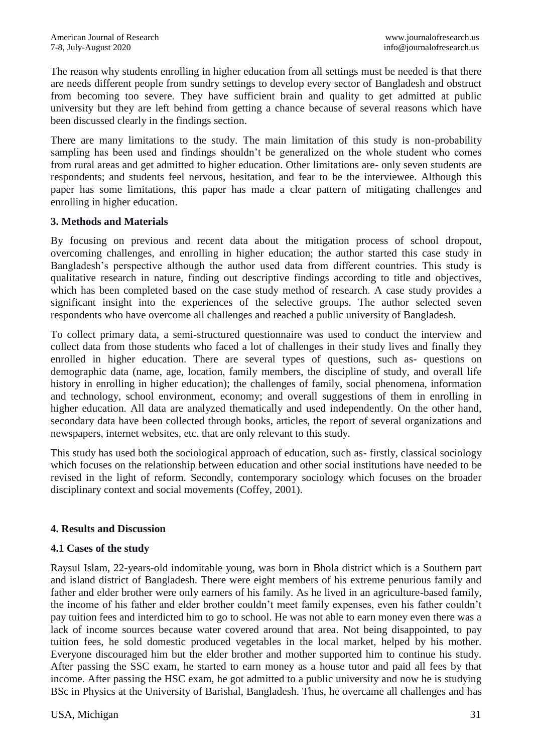The reason why students enrolling in higher education from all settings must be needed is that there are needs different people from sundry settings to develop every sector of Bangladesh and obstruct from becoming too severe. They have sufficient brain and quality to get admitted at public university but they are left behind from getting a chance because of several reasons which have been discussed clearly in the findings section.

There are many limitations to the study. The main limitation of this study is non-probability sampling has been used and findings shouldn't be generalized on the whole student who comes from rural areas and get admitted to higher education. Other limitations are- only seven students are respondents; and students feel nervous, hesitation, and fear to be the interviewee. Although this paper has some limitations, this paper has made a clear pattern of mitigating challenges and enrolling in higher education.

## 3. Methods and Materials

By focusing on previous and recent data about the mitigation process of school dropout, overcoming challenges, and enrolling in higher education; the author started this case study in Bangladesh's perspective although the author used data from different countries. This study is qualitative research in nature, finding out descriptive findings according to title and objectives, which has been completed based on the case study method of research. A case study provides a significant insight into the experiences of the selective groups. The author selected seven respondents who have overcome all challenges and reached a public university of Bangladesh.

To collect primary data, a semi-structured questionnaire was used to conduct the interview and collect data from those students who faced a lot of challenges in their study lives and finally they enrolled in higher education. There are several types of questions, such as- questions on demographic data (name, age, location, family members, the discipline of study, and overall life history in enrolling in higher education); the challenges of family, social phenomena, information and technology, school environment, economy; and overall suggestions of them in enrolling in higher education. All data are analyzed thematically and used independently. On the other hand, secondary data have been collected through books, articles, the report of several organizations and newspapers, internet websites, etc. that are only relevant to this study.

This study has used both the sociological approach of education, such as- firstly, classical sociology which focuses on the relationship between education and other social institutions have needed to be revised in the light of reform. Secondly, contemporary sociology which focuses on the broader disciplinary context and social movements (Coffey, 2001).

## 4. Results and Discussion

### 4.1 Cases of the study

Raysul Islam, 22-years-old indomitable young, was born in Bhola district which is a Southern part and island district of Bangladesh. There were eight members of his extreme penurious family and father and elder brother were only earners of his family. As he lived in an agriculture-based family, the income of his father and elder brother couldn't meet family expenses, even his father couldn't pay tuition fees and interdicted him to go to school. He was not able to earn money even there was a lack of income sources because water covered around that area. Not being disappointed, to pay tuition fees, he sold domestic produced vegetables in the local market, helped by his mother. Everyone discouraged him but the elder brother and mother supported him to continue his study. After passing the SSC exam, he started to earn money as a house tutor and paid all fees by that income. After passing the HSC exam, he got admitted to a public university and now he is studying BSc in Physics at the University of Barishal, Bangladesh. Thus, he overcame all challenges and has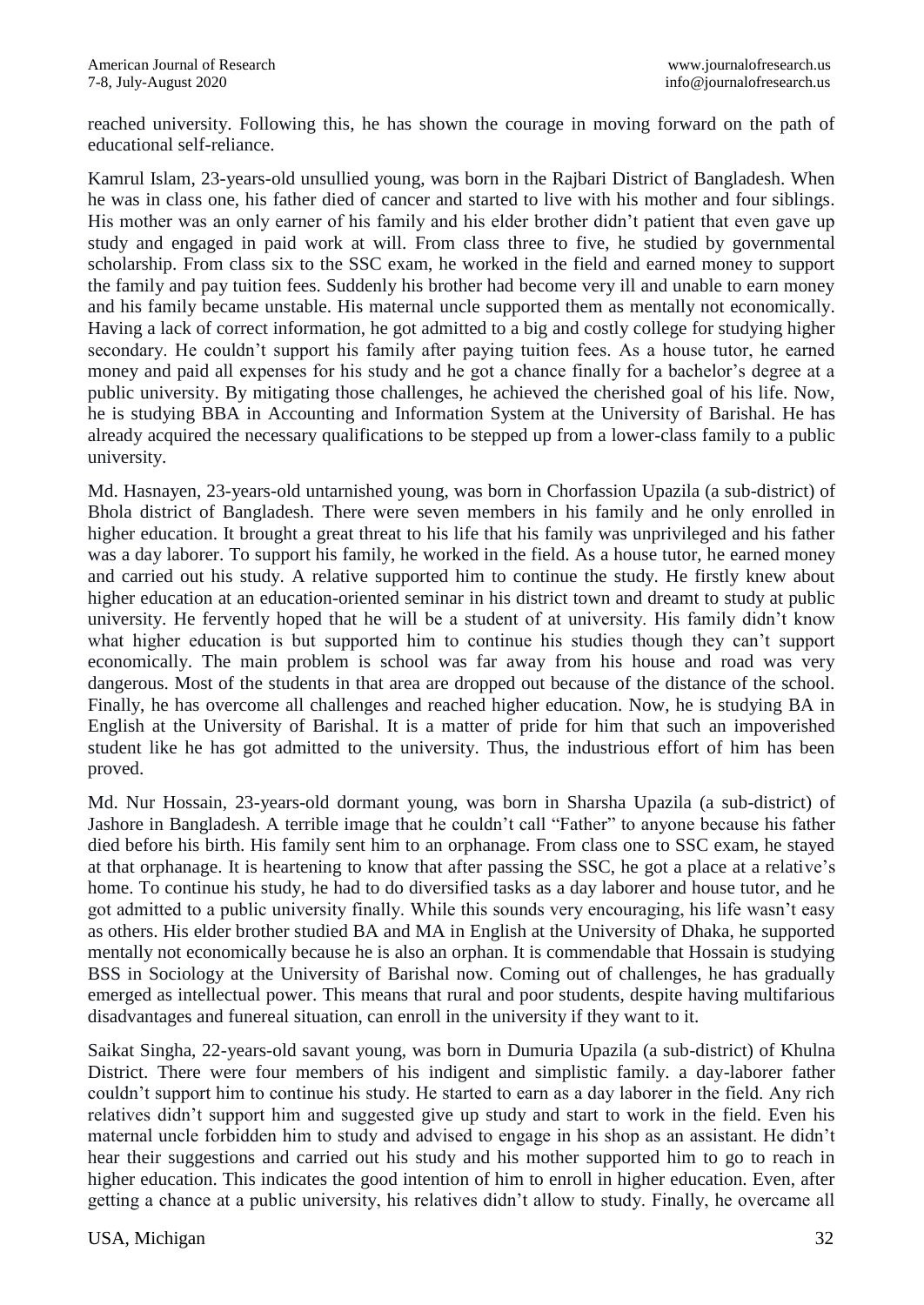reached university. Following this, he has shown the courage in moving forward on the path of educational self-reliance.

Kamrul Islam, 23-years-old unsullied young, was born in the Rajbari District of Bangladesh. When he was in class one, his father died of cancer and started to live with his mother and four siblings. His mother was an only earner of his family and his elder brother didn't patient that even gave up study and engaged in paid work at will. From class three to five, he studied by governmental scholarship. From class six to the SSC exam, he worked in the field and earned money to support the family and pay tuition fees. Suddenly his brother had become very ill and unable to earn money and his family became unstable. His maternal uncle supported them as mentally not economically. Having a lack of correct information, he got admitted to a big and costly college for studying higher secondary. He couldn't support his family after paying tuition fees. As a house tutor, he earned money and paid all expenses for his study and he got a chance finally for a bachelor's degree at a public university. By mitigating those challenges, he achieved the cherished goal of his life. Now, he is studying BBA in Accounting and Information System at the University of Barishal. He has already acquired the necessary qualifications to be stepped up from a lower-class family to a public university.

Md. Hasnayen, 23-years-old untarnished young, was born in Chorfassion Upazila (a sub-district) of Bhola district of Bangladesh. There were seven members in his family and he only enrolled in higher education. It brought a great threat to his life that his family was unprivileged and his father was a day laborer. To support his family, he worked in the field. As a house tutor, he earned money and carried out his study. A relative supported him to continue the study. He firstly knew about higher education at an education-oriented seminar in his district town and dreamt to study at public university. He fervently hoped that he will be a student of at university. His family didn't know what higher education is but supported him to continue his studies though they can't support economically. The main problem is school was far away from his house and road was very dangerous. Most of the students in that area are dropped out because of the distance of the school. Finally, he has overcome all challenges and reached higher education. Now, he is studying BA in English at the University of Barishal. It is a matter of pride for him that such an impoverished student like he has got admitted to the university. Thus, the industrious effort of him has been proved.

Md. Nur Hossain, 23-years-old dormant young, was born in Sharsha Upazila (a sub-district) of Jashore in Bangladesh. A terrible image that he couldn't call "Father" to anyone because his father died before his birth. His family sent him to an orphanage. From class one to SSC exam, he stayed at that orphanage. It is heartening to know that after passing the SSC, he got a place at a relative's home. To continue his study, he had to do diversified tasks as a day laborer and house tutor, and he got admitted to a public university finally. While this sounds very encouraging, his life wasn't easy as others. His elder brother studied BA and MA in English at the University of Dhaka, he supported mentally not economically because he is also an orphan. It is commendable that Hossain is studying BSS in Sociology at the University of Barishal now. Coming out of challenges, he has gradually emerged as intellectual power. This means that rural and poor students, despite having multifarious disadvantages and funereal situation, can enroll in the university if they want to it.

Saikat Singha, 22-years-old savant young, was born in Dumuria Upazila (a sub-district) of Khulna District. There were four members of his indigent and simplistic family. a day-laborer father couldn't support him to continue his study. He started to earn as a day laborer in the field. Any rich relatives didn't support him and suggested give up study and start to work in the field. Even his maternal uncle forbidden him to study and advised to engage in his shop as an assistant. He didn't hear their suggestions and carried out his study and his mother supported him to go to reach in higher education. This indicates the good intention of him to enroll in higher education. Even, after getting a chance at a public university, his relatives didn't allow to study. Finally, he overcame all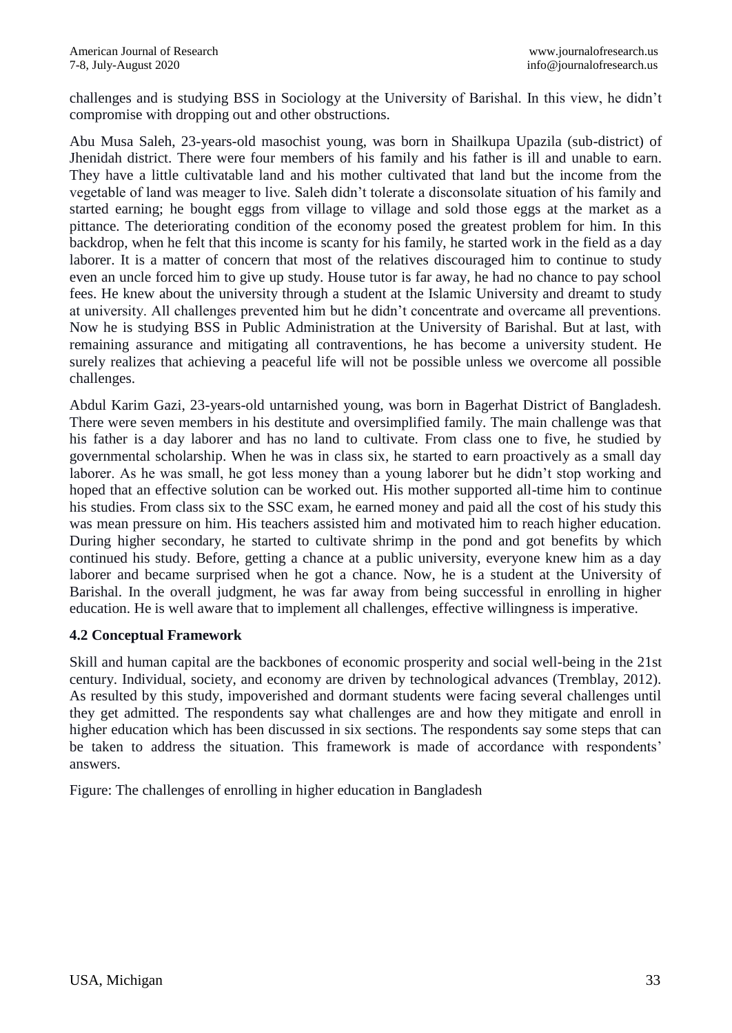challenges and is studying BSS in Sociology at the University of Barishal. In this view, he didn't compromise with dropping out and other obstructions.

Abu Musa Saleh, 23-years-old masochist young, was born in Shailkupa Upazila (sub-district) of Jhenidah district. There were four members of his family and his father is ill and unable to earn. They have a little cultivatable land and his mother cultivated that land but the income from the vegetable of land was meager to live. Saleh didn't tolerate a disconsolate situation of his family and started earning; he bought eggs from village to village and sold those eggs at the market as a pittance. The deteriorating condition of the economy posed the greatest problem for him. In this backdrop, when he felt that this income is scanty for his family, he started work in the field as a day laborer. It is a matter of concern that most of the relatives discouraged him to continue to study even an uncle forced him to give up study. House tutor is far away, he had no chance to pay school fees. He knew about the university through a student at the Islamic University and dreamt to study at university. All challenges prevented him but he didn't concentrate and overcame all preventions. Now he is studying BSS in Public Administration at the University of Barishal. But at last, with remaining assurance and mitigating all contraventions, he has become a university student. He surely realizes that achieving a peaceful life will not be possible unless we overcome all possible challenges.

Abdul Karim Gazi, 23-years-old untarnished young, was born in Bagerhat District of Bangladesh. There were seven members in his destitute and oversimplified family. The main challenge was that his father is a day laborer and has no land to cultivate. From class one to five, he studied by governmental scholarship. When he was in class six, he started to earn proactively as a small day laborer. As he was small, he got less money than a young laborer but he didn't stop working and hoped that an effective solution can be worked out. His mother supported all-time him to continue his studies. From class six to the SSC exam, he earned money and paid all the cost of his study this was mean pressure on him. His teachers assisted him and motivated him to reach higher education. During higher secondary, he started to cultivate shrimp in the pond and got benefits by which continued his study. Before, getting a chance at a public university, everyone knew him as a day laborer and became surprised when he got a chance. Now, he is a student at the University of Barishal. In the overall judgment, he was far away from being successful in enrolling in higher education. He is well aware that to implement all challenges, effective willingness is imperative.

### 4.2 Conceptual Framework

Skill and human capital are the backbones of economic prosperity and social well-being in the 21st century. Individual, society, and economy are driven by technological advances (Tremblay, 2012). As resulted by this study, impoverished and dormant students were facing several challenges until they get admitted. The respondents say what challenges are and how they mitigate and enroll in higher education which has been discussed in six sections. The respondents say some steps that can be taken to address the situation. This framework is made of accordance with respondents' answers.

Figure: The challenges of enrolling in higher education in Bangladesh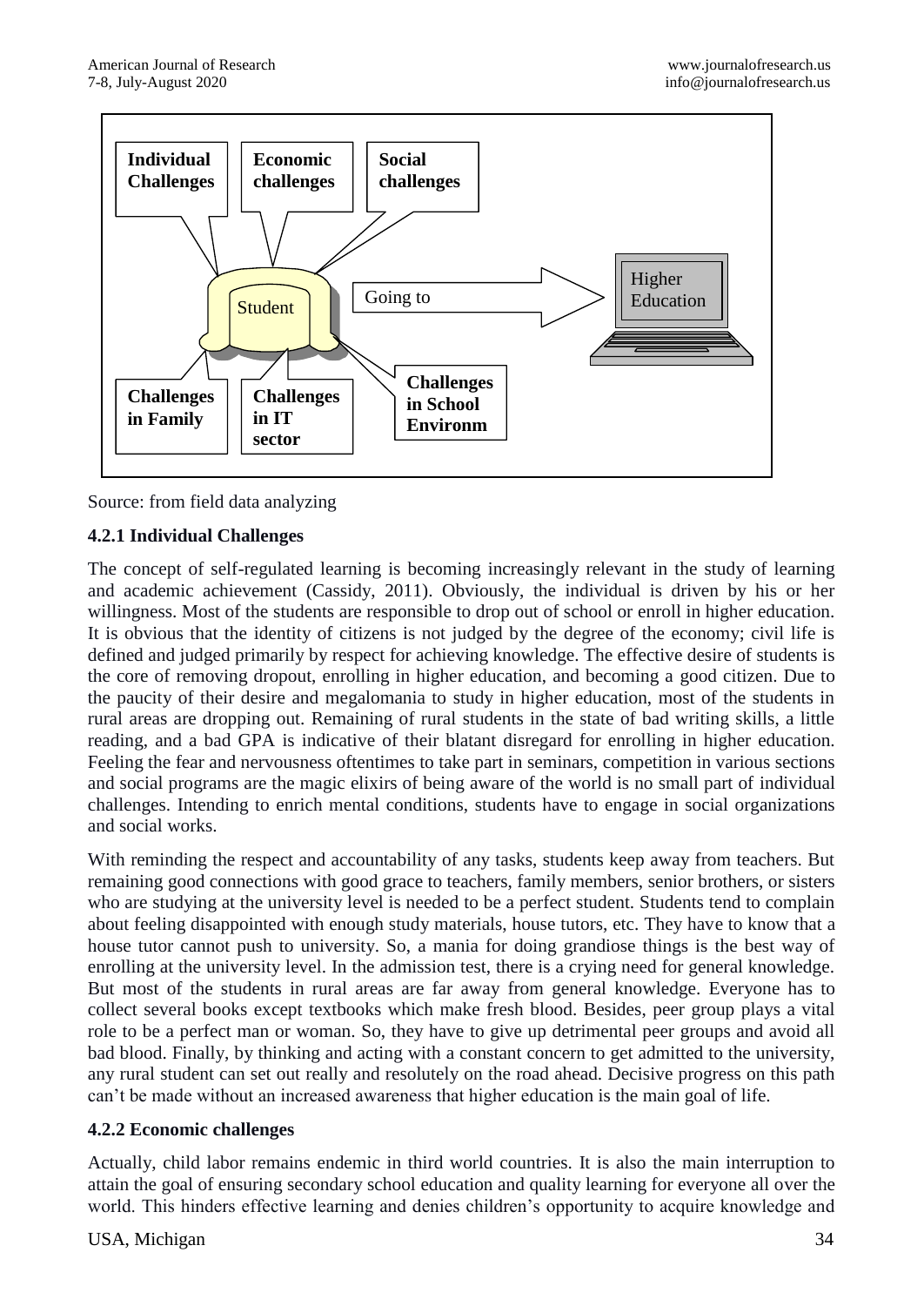Individual Challenges

Economic challenges

Social challenges

Student

Going to

Higher Education

Challenges in Family

Challenges in IT sector

Challenges in School Environm

Source: from field data analyzing

### 4.2.1 Individual Challenges

The concept of self-regulated learning is becoming increasingly relevant in the study of learning and academic achievement (Cassidy, 2011). Obviously, the individual is driven by his or her willingness. Most of the students are responsible to drop out of school or enroll in higher education. It is obvious that the identity of citizens is not judged by the degree of the economy; civil life is defined and judged primarily by respect for achieving knowledge. The effective desire of students is the core of removing dropout, enrolling in higher education, and becoming a good citizen. Due to the paucity of their desire and megalomania to study in higher education, most of the students in rural areas are dropping out. Remaining of rural students in the state of bad writing skills, a little reading, and a bad GPA is indicative of their blatant disregard for enrolling in higher education. Feeling the fear and nervousness oftentimes to take part in seminars, competition in various sections and social programs are the magic elixirs of being aware of the world is no small part of individual challenges. Intending to enrich mental conditions, students have to engage in social organizations and social works.

With reminding the respect and accountability of any tasks, students keep away from teachers. But remaining good connections with good grace to teachers, family members, senior brothers, or sisters who are studying at the university level is needed to be a perfect student. Students tend to complain about feeling disappointed with enough study materials, house tutors, etc. They have to know that a house tutor cannot push to university. So, a mania for doing grandiose things is the best way of enrolling at the university level. In the admission test, there is a crying need for general knowledge. But most of the students in rural areas are far away from general knowledge. Everyone has to collect several books except textbooks which make fresh blood. Besides, peer group plays a vital role to be a perfect man or woman. So, they have to give up detrimental peer groups and avoid all bad blood. Finally, by thinking and acting with a constant concern to get admitted to the university, any rural student can set out really and resolutely on the road ahead. Decisive progress on this path can't be made without an increased awareness that higher education is the main goal of life.

### 4.2.2 Economic challenges

Actually, child labor remains endemic in third world countries. It is also the main interruption to attain the goal of ensuring secondary school education and quality learning for everyone all over the world. This hinders effective learning and denies children's opportunity to acquire knowledge and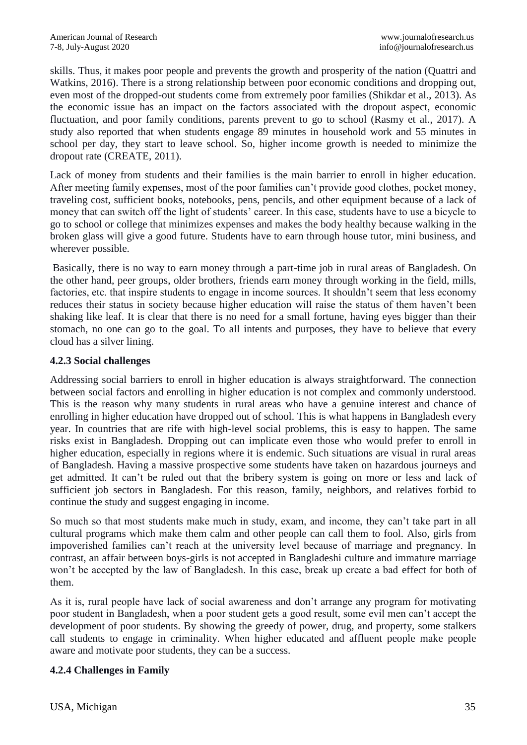skills. Thus, it makes poor people and prevents the growth and prosperity of the nation (Quattri and Watkins, 2016). There is a strong relationship between poor economic conditions and dropping out, even most of the dropped-out students come from extremely poor families (Shikdar et al., 2013). As the economic issue has an impact on the factors associated with the dropout aspect, economic fluctuation, and poor family conditions, parents prevent to go to school (Rasmy et al., 2017). A study also reported that when students engage 89 minutes in household work and 55 minutes in school per day, they start to leave school. So, higher income growth is needed to minimize the dropout rate (CREATE, 2011).

Lack of money from students and their families is the main barrier to enroll in higher education. After meeting family expenses, most of the poor families can't provide good clothes, pocket money, traveling cost, sufficient books, notebooks, pens, pencils, and other equipment because of a lack of money that can switch off the light of students' career. In this case, students have to use a bicycle to go to school or college that minimizes expenses and makes the body healthy because walking in the broken glass will give a good future. Students have to earn through house tutor, mini business, and wherever possible.

Basically, there is no way to earn money through a part-time job in rural areas of Bangladesh. On the other hand, peer groups, older brothers, friends earn money through working in the field, mills, factories, etc. that inspire students to engage in income sources. It shouldn't seem that less economy reduces their status in society because higher education will raise the status of them haven't been shaking like leaf. It is clear that there is no need for a small fortune, having eyes bigger than their stomach, no one can go to the goal. To all intents and purposes, they have to believe that every cloud has a silver lining.

#### 4.2.3 Social challenges

Addressing social barriers to enroll in higher education is always straightforward. The connection between social factors and enrolling in higher education is not complex and commonly understood. This is the reason why many students in rural areas who have a genuine interest and chance of enrolling in higher education have dropped out of school. This is what happens in Bangladesh every year. In countries that are rife with high-level social problems, this is easy to happen. The same risks exist in Bangladesh. Dropping out can implicate even those who would prefer to enroll in higher education, especially in regions where it is endemic. Such situations are visual in rural areas of Bangladesh. Having a massive prospective some students have taken on hazardous journeys and get admitted. It can't be ruled out that the bribery system is going on more or less and lack of sufficient job sectors in Bangladesh. For this reason, family, neighbors, and relatives forbid to continue the study and suggest engaging in income.

So much so that most students make much in study, exam, and income, they can't take part in all cultural programs which make them calm and other people can call them to fool. Also, girls from impoverished families can't reach at the university level because of marriage and pregnancy. In contrast, an affair between boys-girls is not accepted in Bangladeshi culture and immature marriage won't be accepted by the law of Bangladesh. In this case, break up create a bad effect for both of them.

As it is, rural people have lack of social awareness and don't arrange any program for motivating poor student in Bangladesh, when a poor student gets a good result, some evil men can't accept the development of poor students. By showing the greedy of power, drug, and property, some stalkers call students to engage in criminality. When higher educated and affluent people make people aware and motivate poor students, they can be a success.

#### 4.2.4 Challenges in Family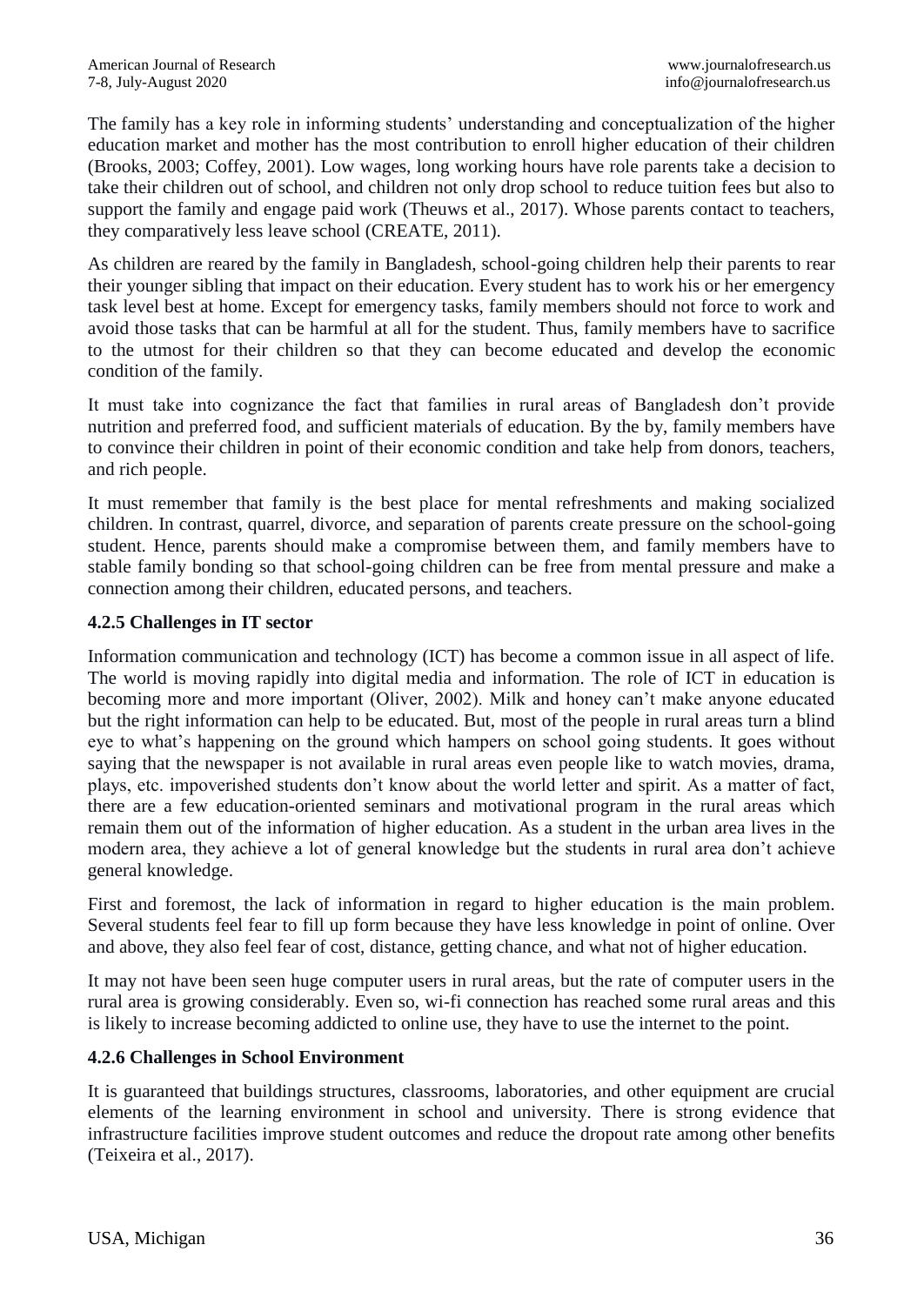The family has a key role in informing students' understanding and conceptualization of the higher education market and mother has the most contribution to enroll higher education of their children (Brooks, 2003; Coffey, 2001). Low wages, long working hours have role parents take a decision to take their children out of school, and children not only drop school to reduce tuition fees but also to support the family and engage paid work (Theuws et al., 2017). Whose parents contact to teachers, they comparatively less leave school (CREATE, 2011).

As children are reared by the family in Bangladesh, school-going children help their parents to rear their younger sibling that impact on their education. Every student has to work his or her emergency task level best at home. Except for emergency tasks, family members should not force to work and avoid those tasks that can be harmful at all for the student. Thus, family members have to sacrifice to the utmost for their children so that they can become educated and develop the economic condition of the family.

It must take into cognizance the fact that families in rural areas of Bangladesh don't provide nutrition and preferred food, and sufficient materials of education. By the by, family members have to convince their children in point of their economic condition and take help from donors, teachers, and rich people.

It must remember that family is the best place for mental refreshments and making socialized children. In contrast, quarrel, divorce, and separation of parents create pressure on the school-going student. Hence, parents should make a compromise between them, and family members have to stable family bonding so that school-going children can be free from mental pressure and make a connection among their children, educated persons, and teachers.

#### 4.2.5 Challenges in IT sector

Information communication and technology (ICT) has become a common issue in all aspect of life. The world is moving rapidly into digital media and information. The role of ICT in education is becoming more and more important (Oliver, 2002). Milk and honey can't make anyone educated but the right information can help to be educated. But, most of the people in rural areas turn a blind eye to what's happening on the ground which hampers on school going students. It goes without saying that the newspaper is not available in rural areas even people like to watch movies, drama, plays, etc. impoverished students don't know about the world letter and spirit. As a matter of fact, there are a few education-oriented seminars and motivational program in the rural areas which remain them out of the information of higher education. As a student in the urban area lives in the modern area, they achieve a lot of general knowledge but the students in rural area don't achieve general knowledge.

First and foremost, the lack of information in regard to higher education is the main problem. Several students feel fear to fill up form because they have less knowledge in point of online. Over and above, they also feel fear of cost, distance, getting chance, and what not of higher education.

It may not have been seen huge computer users in rural areas, but the rate of computer users in the rural area is growing considerably. Even so, wi-fi connection has reached some rural areas and this is likely to increase becoming addicted to online use, they have to use the internet to the point.

#### 4.2.6 Challenges in School Environment

It is guaranteed that buildings structures, classrooms, laboratories, and other equipment are crucial elements of the learning environment in school and university. There is strong evidence that infrastructure facilities improve student outcomes and reduce the dropout rate among other benefits (Teixeira et al., 2017).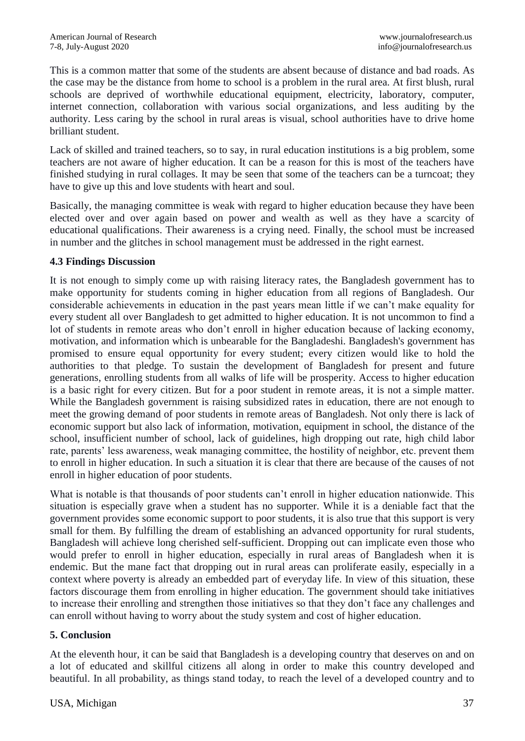This is a common matter that some of the students are absent because of distance and bad roads. As the case may be the distance from home to school is a problem in the rural area. At first blush, rural schools are deprived of worthwhile educational equipment, electricity, laboratory, computer, internet connection, collaboration with various social organizations, and less auditing by the authority. Less caring by the school in rural areas is visual, school authorities have to drive home brilliant student.

Lack of skilled and trained teachers, so to say, in rural education institutions is a big problem, some teachers are not aware of higher education. It can be a reason for this is most of the teachers have finished studying in rural collages. It may be seen that some of the teachers can be a turncoat; they have to give up this and love students with heart and soul.

Basically, the managing committee is weak with regard to higher education because they have been elected over and over again based on power and wealth as well as they have a scarcity of educational qualifications. Their awareness is a crying need. Finally, the school must be increased in number and the glitches in school management must be addressed in the right earnest.

### 4.3 Findings Discussion

It is not enough to simply come up with raising literacy rates, the Bangladesh government has to make opportunity for students coming in higher education from all regions of Bangladesh. Our considerable achievements in education in the past years mean little if we can't make equality for every student all over Bangladesh to get admitted to higher education. It is not uncommon to find a lot of students in remote areas who don't enroll in higher education because of lacking economy, motivation, and information which is unbearable for the Bangladeshi. Bangladesh's government has promised to ensure equal opportunity for every student; every citizen would like to hold the authorities to that pledge. To sustain the development of Bangladesh for present and future generations, enrolling students from all walks of life will be prosperity. Access to higher education is a basic right for every citizen. But for a poor student in remote areas, it is not a simple matter. While the Bangladesh government is raising subsidized rates in education, there are not enough to meet the growing demand of poor students in remote areas of Bangladesh. Not only there is lack of economic support but also lack of information, motivation, equipment in school, the distance of the school, insufficient number of school, lack of guidelines, high dropping out rate, high child labor rate, parents' less awareness, weak managing committee, the hostility of neighbor, etc. prevent them to enroll in higher education. In such a situation it is clear that there are because of the causes of not enroll in higher education of poor students.

What is notable is that thousands of poor students can't enroll in higher education nationwide. This situation is especially grave when a student has no supporter. While it is a deniable fact that the government provides some economic support to poor students, it is also true that this support is very small for them. By fulfilling the dream of establishing an advanced opportunity for rural students, Bangladesh will achieve long cherished self-sufficient. Dropping out can implicate even those who would prefer to enroll in higher education, especially in rural areas of Bangladesh when it is endemic. But the mane fact that dropping out in rural areas can proliferate easily, especially in a context where poverty is already an embedded part of everyday life. In view of this situation, these factors discourage them from enrolling in higher education. The government should take initiatives to increase their enrolling and strengthen those initiatives so that they don't face any challenges and can enroll without having to worry about the study system and cost of higher education.

## 5. Conclusion

At the eleventh hour, it can be said that Bangladesh is a developing country that deserves on and on a lot of educated and skillful citizens all along in order to make this country developed and beautiful. In all probability, as things stand today, to reach the level of a developed country and to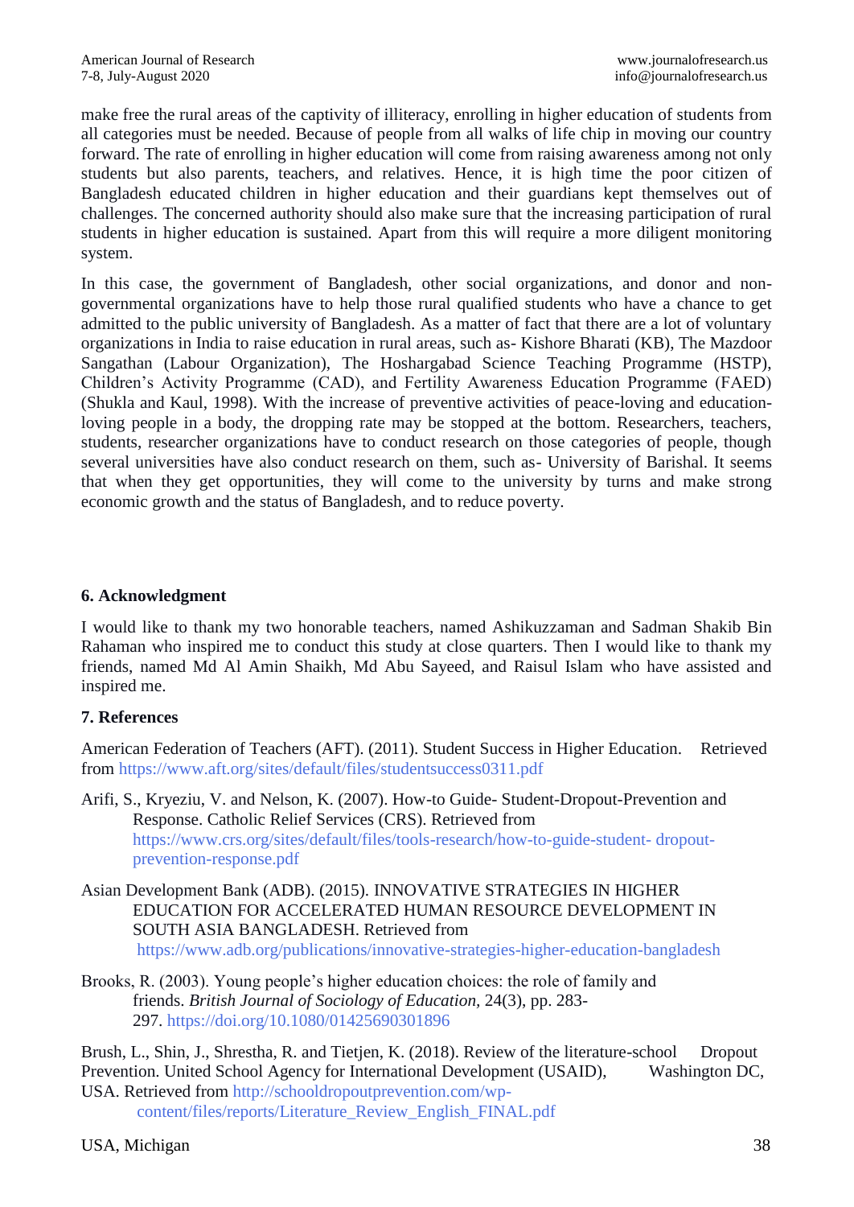make free the rural areas of the captivity of illiteracy, enrolling in higher education of students from all categories must be needed. Because of people from all walks of life chip in moving our country forward. The rate of enrolling in higher education will come from raising awareness among not only students but also parents, teachers, and relatives. Hence, it is high time the poor citizen of Bangladesh educated children in higher education and their guardians kept themselves out of challenges. The concerned authority should also make sure that the increasing participation of rural students in higher education is sustained. Apart from this will require a more diligent monitoring system.

In this case, the government of Bangladesh, other social organizations, and donor and non-governmental organizations have to help those rural qualified students who have a chance to get admitted to the public university of Bangladesh. As a matter of fact that there are a lot of voluntary organizations in India to raise education in rural areas, such as- Kishore Bharati (KB), The Mazdoor Sangathan (Labour Organization), The Hoshargabad Science Teaching Programme (HSTP), Children's Activity Programme (CAD), and Fertility Awareness Education Programme (FAED) (Shukla and Kaul, 1998). With the increase of preventive activities of peace-loving and education-loving people in a body, the dropping rate may be stopped at the bottom. Researchers, teachers, students, researcher organizations have to conduct research on those categories of people, though several universities have also conduct research on them, such as- University of Barishal. It seems that when they get opportunities, they will come to the university by turns and make strong economic growth and the status of Bangladesh, and to reduce poverty.

## 6. Acknowledgment

I would like to thank my two honorable teachers, named Ashikuzzaman and Sadman Shakib Bin Rahaman who inspired me to conduct this study at close quarters. Then I would like to thank my friends, named Md Al Amin Shaikh, Md Abu Sayeed, and Raisul Islam who have assisted and inspired me.

## 7. References

American Federation of Teachers (AFT). (2011). Student Success in Higher Education. Retrieved from https://www.aft.org/sites/default/files/studentsuccess0311.pdf

Arifi, S., Kryeziu, V. and Nelson, K. (2007). How-to Guide- Student-Dropout-Prevention and Response. Catholic Relief Services (CRS). Retrieved from https://www.crs.org/sites/default/files/tools-research/how-to-guide-student- dropout-prevention-response.pdf

Asian Development Bank (ADB). (2015). INNOVATIVE STRATEGIES IN HIGHER EDUCATION FOR ACCELERATED HUMAN RESOURCE DEVELOPMENT IN SOUTH ASIA BANGLADESH. Retrieved from https://www.adb.org/publications/innovative-strategies-higher-education-bangladesh

Brooks, R. (2003). Young people's higher education choices: the role of family and friends. *British Journal of Sociology of Education*, 24(3), pp. 283-297. https://doi.org/10.1080/01425690301896

Brush, L., Shin, J., Shrestha, R. and Tietjen, K. (2018). Review of the literature-school Dropout Prevention. United School Agency for International Development (USAID), Washington DC, USA. Retrieved from http://schooldropoutprevention.com/wp-content/files/reports/Literature_Review_English_FINAL.pdf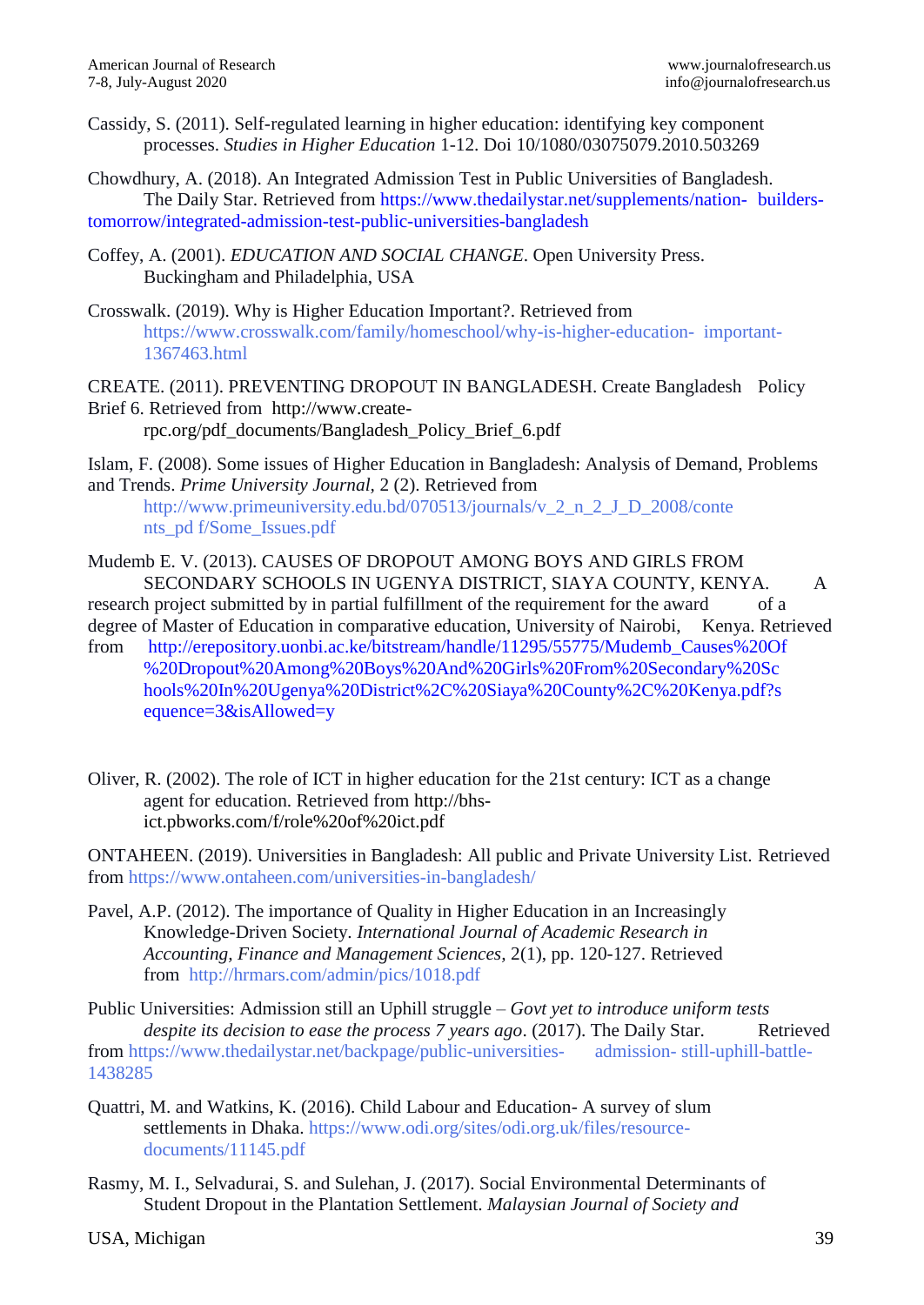Cassidy, S. (2011). Self-regulated learning in higher education: identifying key component processes. *Studies in Higher Education* 1-12. Doi 10/1080/03075079.2010.503269

Chowdhury, A. (2018). An Integrated Admission Test in Public Universities of Bangladesh. The Daily Star. Retrieved from https://www.thedailystar.net/supplements/nation- builders-tomorrow/integrated-admission-test-public-universities-bangladesh

Coffey, A. (2001). *EDUCATION AND SOCIAL CHANGE*. Open University Press. Buckingham and Philadelphia, USA

Crosswalk. (2019). Why is Higher Education Important?. Retrieved from https://www.crosswalk.com/family/homeschool/why-is-higher-education- important-1367463.html

CREATE. (2011). PREVENTING DROPOUT IN BANGLADESH. Create Bangladesh Policy Brief 6. Retrieved from http://www.create-rpc.org/pdf_documents/Bangladesh_Policy_Brief_6.pdf

Islam, F. (2008). Some issues of Higher Education in Bangladesh: Analysis of Demand, Problems and Trends. *Prime University Journal*, 2 (2). Retrieved from http://www.primeuniversity.edu.bd/070513/journals/v_2_n_2_J_D_2008/contents_pd f/Some_Issues.pdf

Mudemb E. V. (2013). CAUSES OF DROPOUT AMONG BOYS AND GIRLS FROM SECONDARY SCHOOLS IN UGENYA DISTRICT, SIAYA COUNTY, KENYA. A research project submitted by in partial fulfillment of the requirement for the award of a degree of Master of Education in comparative education, University of Nairobi, Kenya. Retrieved from http://erepository.uonbi.ac.ke/bitstream/handle/11295/55775/Mudemb_Causes%20Of%20Dropout%20Among%20Boys%20And%20Girls%20From%20Secondary%20Schools%20In%20Ugenya%20District%2C%20Siaya%20County%2C%20Kenya.pdf?sequence=3&isAllowed=y

Oliver, R. (2002). The role of ICT in higher education for the 21st century: ICT as a change agent for education. Retrieved from http://bhs-ict.pbworks.com/f/role%20of%20ict.pdf

ONTAHEEN. (2019). Universities in Bangladesh: All public and Private University List. Retrieved from https://www.ontaheen.com/universities-in-bangladesh/

Pavel, A.P. (2012). The importance of Quality in Higher Education in an Increasingly Knowledge-Driven Society. *International Journal of Academic Research in Accounting, Finance and Management Sciences*, 2(1), pp. 120-127. Retrieved from http://hrmars.com/admin/pics/1018.pdf

Public Universities: Admission still an Uphill struggle – *Govt yet to introduce uniform tests despite its decision to ease the process 7 years ago*. (2017). The Daily Star. Retrieved from https://www.thedailystar.net/backpage/public-universities- admission- still-uphill-battle-1438285

Quattri, M. and Watkins, K. (2016). Child Labour and Education- A survey of slum settlements in Dhaka. https://www.odi.org/sites/odi.org.uk/files/resource-documents/11145.pdf

Rasmy, M. I., Selvadurai, S. and Sulehan, J. (2017). Social Environmental Determinants of Student Dropout in the Plantation Settlement. *Malaysian Journal of Society and*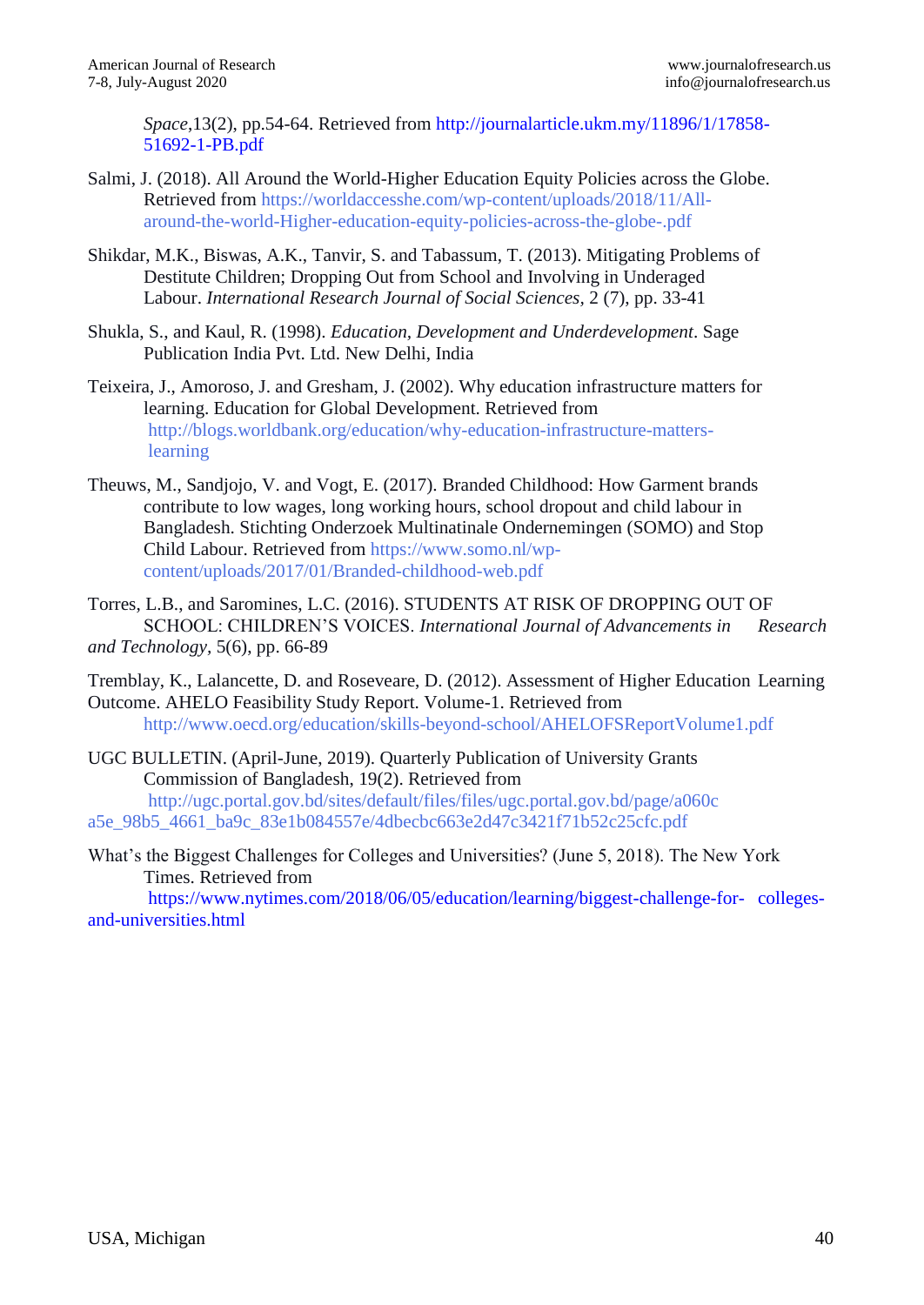*Space*,13(2), pp.54-64. Retrieved from http://journalarticle.ukm.my/11896/1/17858-51692-1-PB.pdf

Salmi, J. (2018). All Around the World-Higher Education Equity Policies across the Globe. Retrieved from https://worldaccesshe.com/wp-content/uploads/2018/11/All-around-the-world-Higher-education-equity-policies-across-the-globe-.pdf

Shikdar, M.K., Biswas, A.K., Tanvir, S. and Tabassum, T. (2013). Mitigating Problems of Destitute Children; Dropping Out from School and Involving in Underaged Labour. *International Research Journal of Social Sciences*, 2 (7), pp. 33-41

Shukla, S., and Kaul, R. (1998). *Education, Development and Underdevelopment*. Sage Publication India Pvt. Ltd. New Delhi, India

Teixeira, J., Amoroso, J. and Gresham, J. (2002). Why education infrastructure matters for learning. Education for Global Development. Retrieved from http://blogs.worldbank.org/education/why-education-infrastructure-matters-learning

Theuws, M., Sandjojo, V. and Vogt, E. (2017). Branded Childhood: How Garment brands contribute to low wages, long working hours, school dropout and child labour in Bangladesh. Stichting Onderzoek Multinatinale Ondernemingen (SOMO) and Stop Child Labour. Retrieved from https://www.somo.nl/wp-content/uploads/2017/01/Branded-childhood-web.pdf

Torres, L.B., and Saromines, L.C. (2016). STUDENTS AT RISK OF DROPPING OUT OF SCHOOL: CHILDREN'S VOICES. *International Journal of Advancements in Research and Technology*, 5(6), pp. 66-89

Tremblay, K., Lalancette, D. and Roseveare, D. (2012). Assessment of Higher Education Learning Outcome. AHELO Feasibility Study Report. Volume-1. Retrieved from http://www.oecd.org/education/skills-beyond-school/AHELOFSReportVolume1.pdf

UGC BULLETIN. (April-June, 2019). Quarterly Publication of University Grants Commission of Bangladesh, 19(2). Retrieved from http://ugc.portal.gov.bd/sites/default/files/files/ugc.portal.gov.bd/page/a060ca5e_98b5_4661_ba9c_83e1b084557e/4dbecbc663e2d47c3421f71b52c25cfc.pdf

What's the Biggest Challenges for Colleges and Universities? (June 5, 2018). The New York Times. Retrieved from https://www.nytimes.com/2018/06/05/education/learning/biggest-challenge-for-colleges-and-universities.html